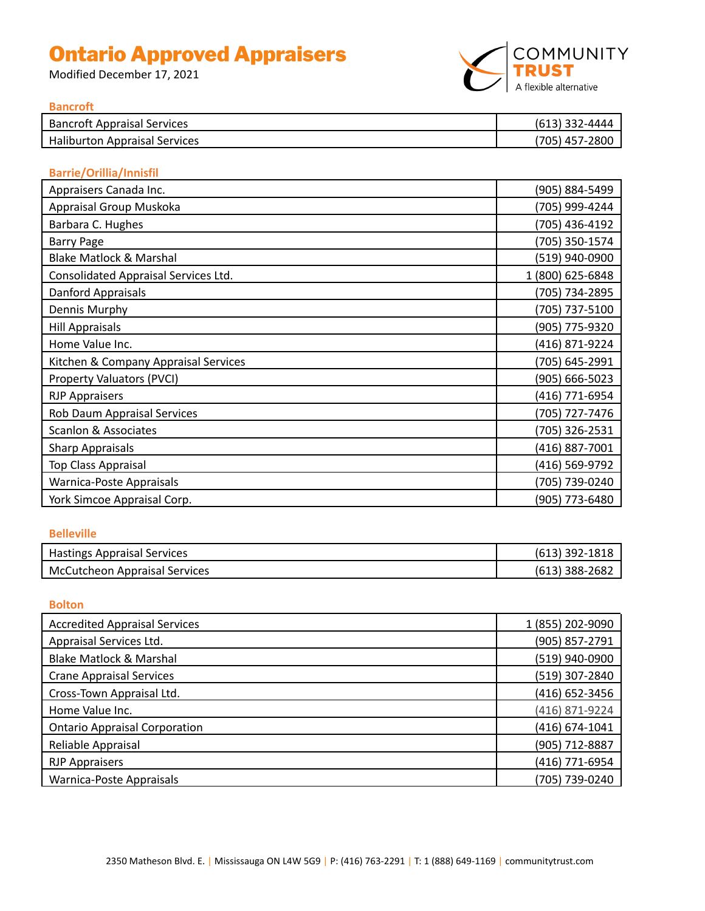# Ontario Approved Appraisers

Modified December 17, 2021

COMMUNITY TRUST
A flexible alternative

## Bancroft

| Name | Phone |
|---|---|
| Bancroft Appraisal Services | (613) 332-4444 |
| Haliburton Appraisal Services | (705) 457-2800 |

## Barrie/Orillia/Innisfil

| Name | Phone |
|---|---|
| Appraisers Canada Inc. | (905) 884-5499 |
| Appraisal Group Muskoka | (705) 999-4244 |
| Barbara C. Hughes | (705) 436-4192 |
| Barry Page | (705) 350-1574 |
| Blake Matlock & Marshal | (519) 940-0900 |
| Consolidated Appraisal Services Ltd. | 1 (800) 625-6848 |
| Danford Appraisals | (705) 734-2895 |
| Dennis Murphy | (705) 737-5100 |
| Hill Appraisals | (905) 775-9320 |
| Home Value Inc. | (416) 871-9224 |
| Kitchen & Company Appraisal Services | (705) 645-2991 |
| Property Valuators (PVCI) | (905) 666-5023 |
| RJP Appraisers | (416) 771-6954 |
| Rob Daum Appraisal Services | (705) 727-7476 |
| Scanlon & Associates | (705) 326-2531 |
| Sharp Appraisals | (416) 887-7001 |
| Top Class Appraisal | (416) 569-9792 |
| Warnica-Poste Appraisals | (705) 739-0240 |
| York Simcoe Appraisal Corp. | (905) 773-6480 |

## Belleville

| Name | Phone |
|---|---|
| Hastings Appraisal Services | (613) 392-1818 |
| McCutcheon Appraisal Services | (613) 388-2682 |

## Bolton

| Name | Phone |
|---|---|
| Accredited Appraisal Services | 1 (855) 202-9090 |
| Appraisal Services Ltd. | (905) 857-2791 |
| Blake Matlock & Marshal | (519) 940-0900 |
| Crane Appraisal Services | (519) 307-2840 |
| Cross-Town Appraisal Ltd. | (416) 652-3456 |
| Home Value Inc. | (416) 871-9224 |
| Ontario Appraisal Corporation | (416) 674-1041 |
| Reliable Appraisal | (905) 712-8887 |
| RJP Appraisers | (416) 771-6954 |
| Warnica-Poste Appraisals | (705) 739-0240 |

2350 Matheson Blvd. E. | Mississauga ON L4W 5G9 | P: (416) 763-2291 | T: 1 (888) 649-1169 | communitytrust.com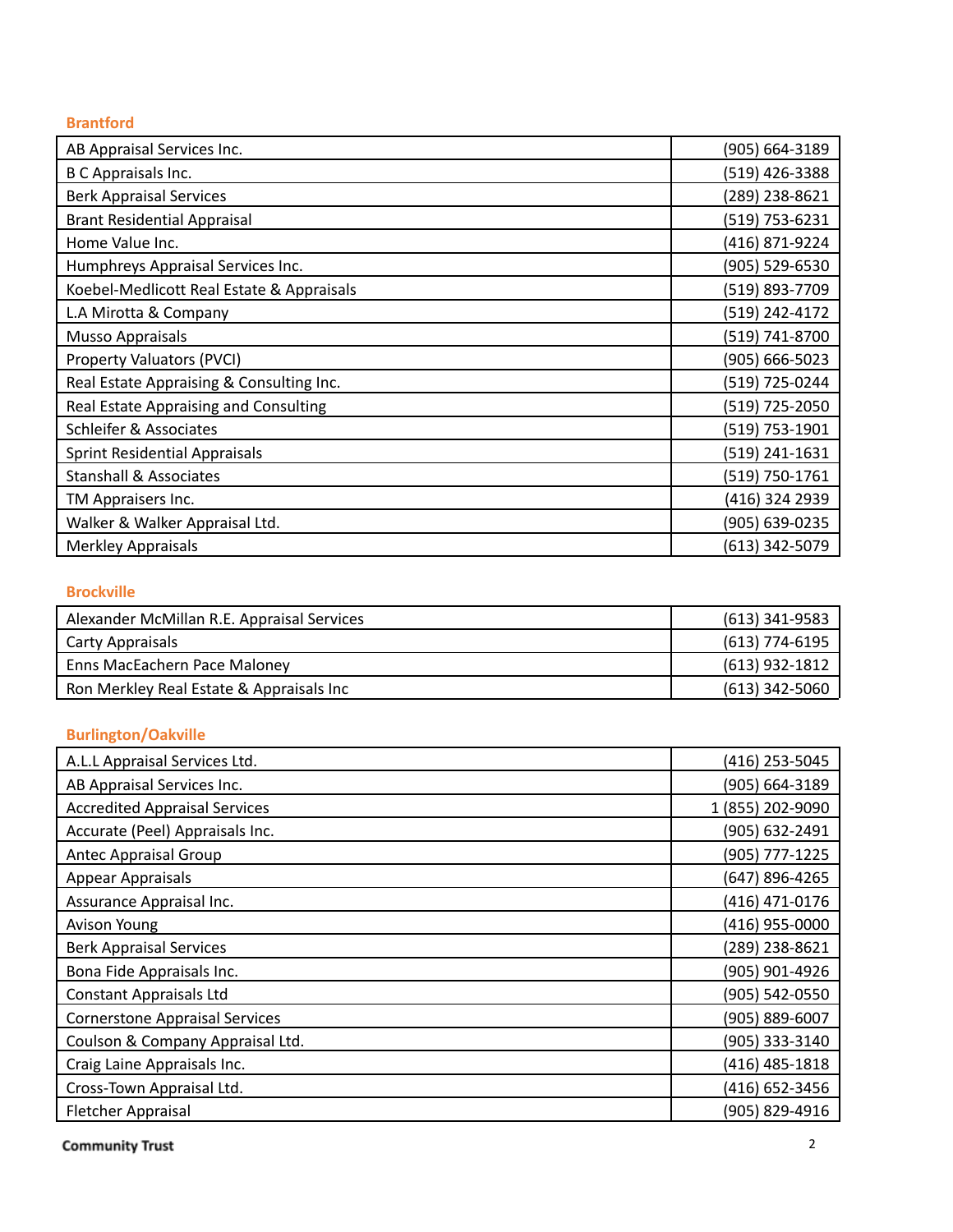### Brantford

| | |
|---|---|
| AB Appraisal Services Inc. | (905) 664-3189 |
| B C Appraisals Inc. | (519) 426-3388 |
| Berk Appraisal Services | (289) 238-8621 |
| Brant Residential Appraisal | (519) 753-6231 |
| Home Value Inc. | (416) 871-9224 |
| Humphreys Appraisal Services Inc. | (905) 529-6530 |
| Koebel-Medlicott Real Estate & Appraisals | (519) 893-7709 |
| L.A Mirotta & Company | (519) 242-4172 |
| Musso Appraisals | (519) 741-8700 |
| Property Valuators (PVCI) | (905) 666-5023 |
| Real Estate Appraising & Consulting Inc. | (519) 725-0244 |
| Real Estate Appraising and Consulting | (519) 725-2050 |
| Schleifer & Associates | (519) 753-1901 |
| Sprint Residential Appraisals | (519) 241-1631 |
| Stanshall & Associates | (519) 750-1761 |
| TM Appraisers Inc. | (416) 324 2939 |
| Walker & Walker Appraisal Ltd. | (905) 639-0235 |
| Merkley Appraisals | (613) 342-5079 |

### Brockville

| | |
|---|---|
| Alexander McMillan R.E. Appraisal Services | (613) 341-9583 |
| Carty Appraisals | (613) 774-6195 |
| Enns MacEachern Pace Maloney | (613) 932-1812 |
| Ron Merkley Real Estate & Appraisals Inc | (613) 342-5060 |

### Burlington/Oakville

| | |
|---|---|
| A.L.L Appraisal Services Ltd. | (416) 253-5045 |
| AB Appraisal Services Inc. | (905) 664-3189 |
| Accredited Appraisal Services | 1 (855) 202-9090 |
| Accurate (Peel) Appraisals Inc. | (905) 632-2491 |
| Antec Appraisal Group | (905) 777-1225 |
| Appear Appraisals | (647) 896-4265 |
| Assurance Appraisal Inc. | (416) 471-0176 |
| Avison Young | (416) 955-0000 |
| Berk Appraisal Services | (289) 238-8621 |
| Bona Fide Appraisals Inc. | (905) 901-4926 |
| Constant Appraisals Ltd | (905) 542-0550 |
| Cornerstone Appraisal Services | (905) 889-6007 |
| Coulson & Company Appraisal Ltd. | (905) 333-3140 |
| Craig Laine Appraisals Inc. | (416) 485-1818 |
| Cross-Town Appraisal Ltd. | (416) 652-3456 |
| Fletcher Appraisal | (905) 829-4916 |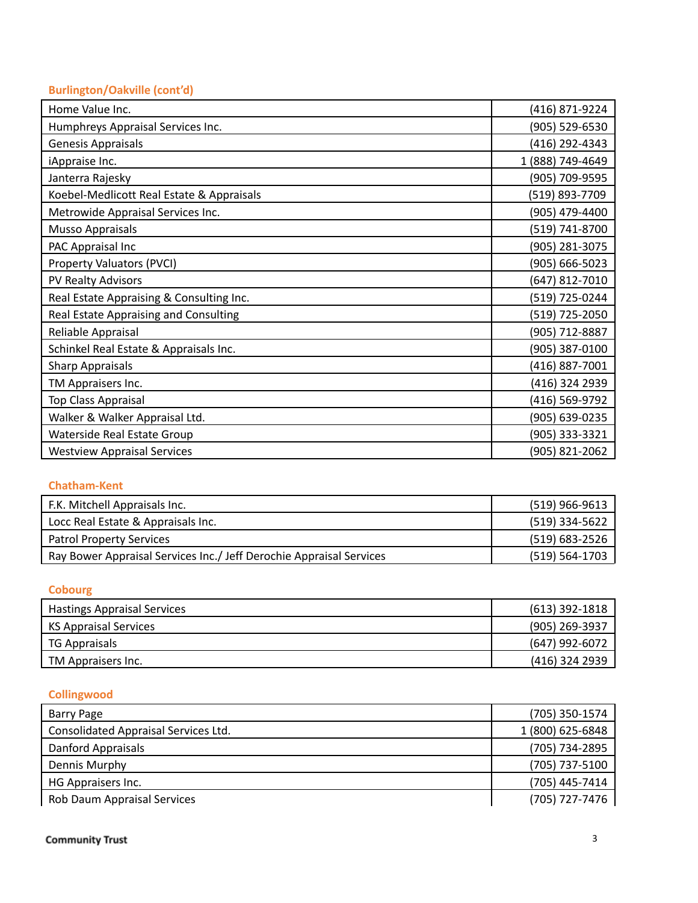### Burlington/Oakville (cont'd)

| | |
|---|---|
| Home Value Inc. | (416) 871-9224 |
| Humphreys Appraisal Services Inc. | (905) 529-6530 |
| Genesis Appraisals | (416) 292-4343 |
| iAppraise Inc. | 1 (888) 749-4649 |
| Janterra Rajesky | (905) 709-9595 |
| Koebel-Medlicott Real Estate & Appraisals | (519) 893-7709 |
| Metrowide Appraisal Services Inc. | (905) 479-4400 |
| Musso Appraisals | (519) 741-8700 |
| PAC Appraisal Inc | (905) 281-3075 |
| Property Valuators (PVCI) | (905) 666-5023 |
| PV Realty Advisors | (647) 812-7010 |
| Real Estate Appraising & Consulting Inc. | (519) 725-0244 |
| Real Estate Appraising and Consulting | (519) 725-2050 |
| Reliable Appraisal | (905) 712-8887 |
| Schinkel Real Estate & Appraisals Inc. | (905) 387-0100 |
| Sharp Appraisals | (416) 887-7001 |
| TM Appraisers Inc. | (416) 324 2939 |
| Top Class Appraisal | (416) 569-9792 |
| Walker & Walker Appraisal Ltd. | (905) 639-0235 |
| Waterside Real Estate Group | (905) 333-3321 |
| Westview Appraisal Services | (905) 821-2062 |

### Chatham-Kent

| | |
|---|---|
| F.K. Mitchell Appraisals Inc. | (519) 966-9613 |
| Locc Real Estate & Appraisals Inc. | (519) 334-5622 |
| Patrol Property Services | (519) 683-2526 |
| Ray Bower Appraisal Services Inc./ Jeff Derochie Appraisal Services | (519) 564-1703 |

### Cobourg

| | |
|---|---|
| Hastings Appraisal Services | (613) 392-1818 |
| KS Appraisal Services | (905) 269-3937 |
| TG Appraisals | (647) 992-6072 |
| TM Appraisers Inc. | (416) 324 2939 |

### Collingwood

| | |
|---|---|
| Barry Page | (705) 350-1574 |
| Consolidated Appraisal Services Ltd. | 1 (800) 625-6848 |
| Danford Appraisals | (705) 734-2895 |
| Dennis Murphy | (705) 737-5100 |
| HG Appraisers Inc. | (705) 445-7414 |
| Rob Daum Appraisal Services | (705) 727-7476 |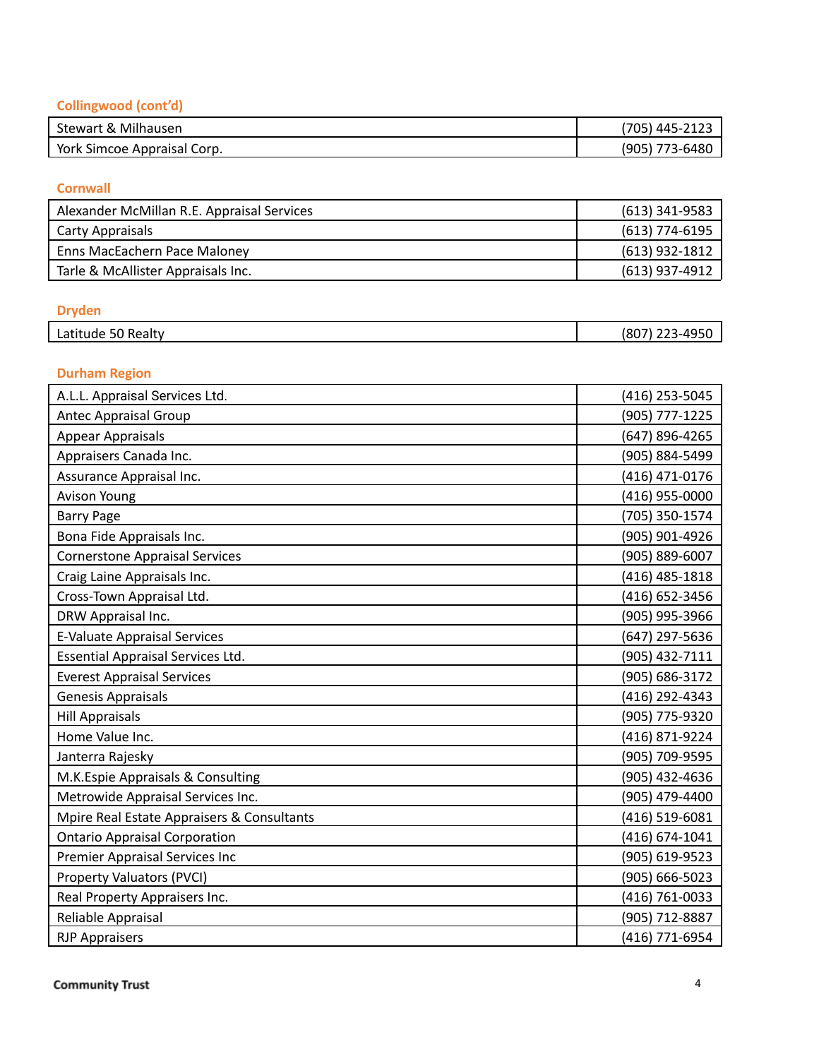### Collingwood (cont'd)

| | |
|---|---|
| Stewart & Milhausen | (705) 445-2123 |
| York Simcoe Appraisal Corp. | (905) 773-6480 |

### Cornwall

| | |
|---|---|
| Alexander McMillan R.E. Appraisal Services | (613) 341-9583 |
| Carty Appraisals | (613) 774-6195 |
| Enns MacEachern Pace Maloney | (613) 932-1812 |
| Tarle & McAllister Appraisals Inc. | (613) 937-4912 |

### Dryden

| | |
|---|---|
| Latitude 50 Realty | (807) 223-4950 |

### Durham Region

| | |
|---|---|
| A.L.L. Appraisal Services Ltd. | (416) 253-5045 |
| Antec Appraisal Group | (905) 777-1225 |
| Appear Appraisals | (647) 896-4265 |
| Appraisers Canada Inc. | (905) 884-5499 |
| Assurance Appraisal Inc. | (416) 471-0176 |
| Avison Young | (416) 955-0000 |
| Barry Page | (705) 350-1574 |
| Bona Fide Appraisals Inc. | (905) 901-4926 |
| Cornerstone Appraisal Services | (905) 889-6007 |
| Craig Laine Appraisals Inc. | (416) 485-1818 |
| Cross-Town Appraisal Ltd. | (416) 652-3456 |
| DRW Appraisal Inc. | (905) 995-3966 |
| E-Valuate Appraisal Services | (647) 297-5636 |
| Essential Appraisal Services Ltd. | (905) 432-7111 |
| Everest Appraisal Services | (905) 686-3172 |
| Genesis Appraisals | (416) 292-4343 |
| Hill Appraisals | (905) 775-9320 |
| Home Value Inc. | (416) 871-9224 |
| Janterra Rajesky | (905) 709-9595 |
| M.K.Espie Appraisals & Consulting | (905) 432-4636 |
| Metrowide Appraisal Services Inc. | (905) 479-4400 |
| Mpire Real Estate Appraisers & Consultants | (416) 519-6081 |
| Ontario Appraisal Corporation | (416) 674-1041 |
| Premier Appraisal Services Inc | (905) 619-9523 |
| Property Valuators (PVCI) | (905) 666-5023 |
| Real Property Appraisers Inc. | (416) 761-0033 |
| Reliable Appraisal | (905) 712-8887 |
| RJP Appraisers | (416) 771-6954 |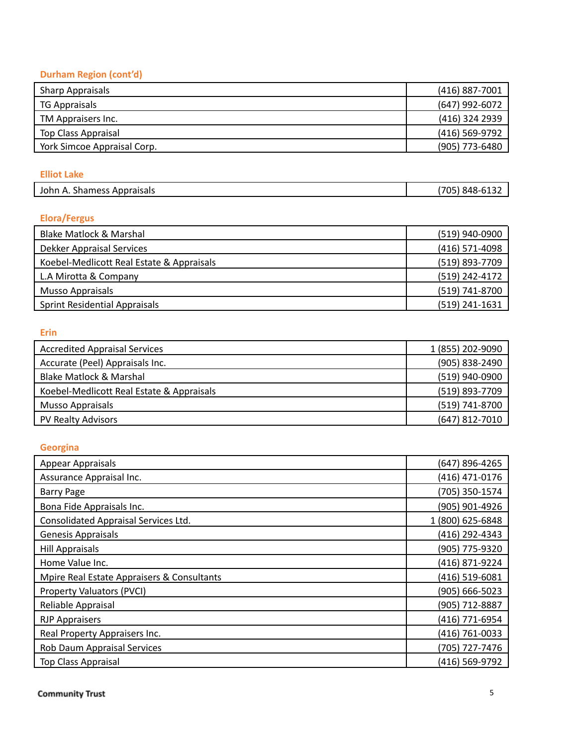### Durham Region (cont'd)

| | |
|---|---|
| Sharp Appraisals | (416) 887-7001 |
| TG Appraisals | (647) 992-6072 |
| TM Appraisers Inc. | (416) 324 2939 |
| Top Class Appraisal | (416) 569-9792 |
| York Simcoe Appraisal Corp. | (905) 773-6480 |

### Elliot Lake

| | |
|---|---|
| John A. Shamess Appraisals | (705) 848-6132 |

### Elora/Fergus

| | |
|---|---|
| Blake Matlock & Marshal | (519) 940-0900 |
| Dekker Appraisal Services | (416) 571-4098 |
| Koebel-Medlicott Real Estate & Appraisals | (519) 893-7709 |
| L.A Mirotta & Company | (519) 242-4172 |
| Musso Appraisals | (519) 741-8700 |
| Sprint Residential Appraisals | (519) 241-1631 |

### Erin

| | |
|---|---|
| Accredited Appraisal Services | 1 (855) 202-9090 |
| Accurate (Peel) Appraisals Inc. | (905) 838-2490 |
| Blake Matlock & Marshal | (519) 940-0900 |
| Koebel-Medlicott Real Estate & Appraisals | (519) 893-7709 |
| Musso Appraisals | (519) 741-8700 |
| PV Realty Advisors | (647) 812-7010 |

### Georgina

| | |
|---|---|
| Appear Appraisals | (647) 896-4265 |
| Assurance Appraisal Inc. | (416) 471-0176 |
| Barry Page | (705) 350-1574 |
| Bona Fide Appraisals Inc. | (905) 901-4926 |
| Consolidated Appraisal Services Ltd. | 1 (800) 625-6848 |
| Genesis Appraisals | (416) 292-4343 |
| Hill Appraisals | (905) 775-9320 |
| Home Value Inc. | (416) 871-9224 |
| Mpire Real Estate Appraisers & Consultants | (416) 519-6081 |
| Property Valuators (PVCI) | (905) 666-5023 |
| Reliable Appraisal | (905) 712-8887 |
| RJP Appraisers | (416) 771-6954 |
| Real Property Appraisers Inc. | (416) 761-0033 |
| Rob Daum Appraisal Services | (705) 727-7476 |
| Top Class Appraisal | (416) 569-9792 |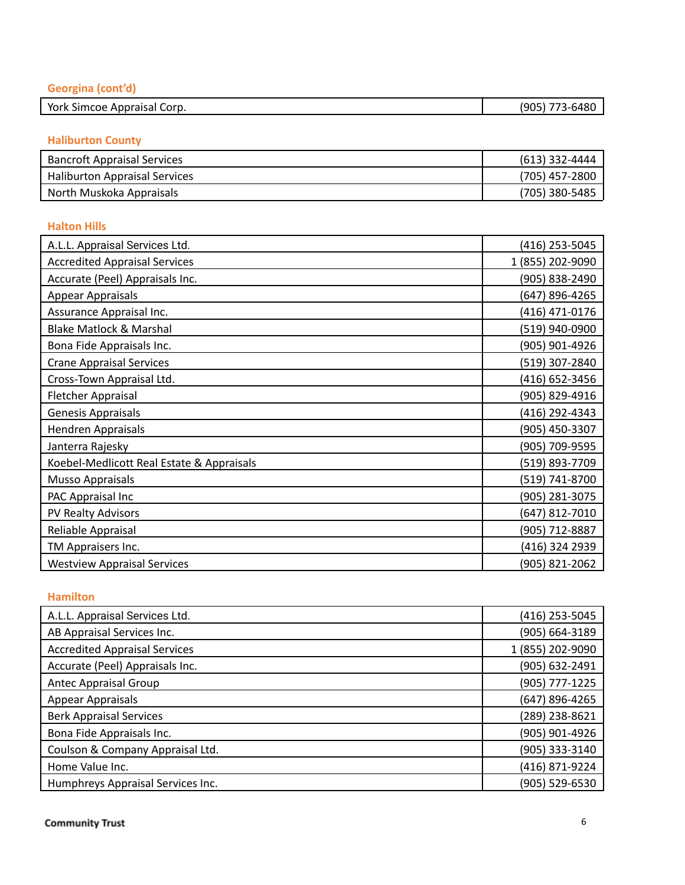### Georgina (cont'd)

| | |
|---|---|
| York Simcoe Appraisal Corp. | (905) 773-6480 |

### Haliburton County

| | |
|---|---|
| Bancroft Appraisal Services | (613) 332-4444 |
| Haliburton Appraisal Services | (705) 457-2800 |
| North Muskoka Appraisals | (705) 380-5485 |

### Halton Hills

| | |
|---|---|
| A.L.L. Appraisal Services Ltd. | (416) 253-5045 |
| Accredited Appraisal Services | 1 (855) 202-9090 |
| Accurate (Peel) Appraisals Inc. | (905) 838-2490 |
| Appear Appraisals | (647) 896-4265 |
| Assurance Appraisal Inc. | (416) 471-0176 |
| Blake Matlock & Marshal | (519) 940-0900 |
| Bona Fide Appraisals Inc. | (905) 901-4926 |
| Crane Appraisal Services | (519) 307-2840 |
| Cross-Town Appraisal Ltd. | (416) 652-3456 |
| Fletcher Appraisal | (905) 829-4916 |
| Genesis Appraisals | (416) 292-4343 |
| Hendren Appraisals | (905) 450-3307 |
| Janterra Rajesky | (905) 709-9595 |
| Koebel-Medlicott Real Estate & Appraisals | (519) 893-7709 |
| Musso Appraisals | (519) 741-8700 |
| PAC Appraisal Inc | (905) 281-3075 |
| PV Realty Advisors | (647) 812-7010 |
| Reliable Appraisal | (905) 712-8887 |
| TM Appraisers Inc. | (416) 324 2939 |
| Westview Appraisal Services | (905) 821-2062 |

### Hamilton

| | |
|---|---|
| A.L.L. Appraisal Services Ltd. | (416) 253-5045 |
| AB Appraisal Services Inc. | (905) 664-3189 |
| Accredited Appraisal Services | 1 (855) 202-9090 |
| Accurate (Peel) Appraisals Inc. | (905) 632-2491 |
| Antec Appraisal Group | (905) 777-1225 |
| Appear Appraisals | (647) 896-4265 |
| Berk Appraisal Services | (289) 238-8621 |
| Bona Fide Appraisals Inc. | (905) 901-4926 |
| Coulson & Company Appraisal Ltd. | (905) 333-3140 |
| Home Value Inc. | (416) 871-9224 |
| Humphreys Appraisal Services Inc. | (905) 529-6530 |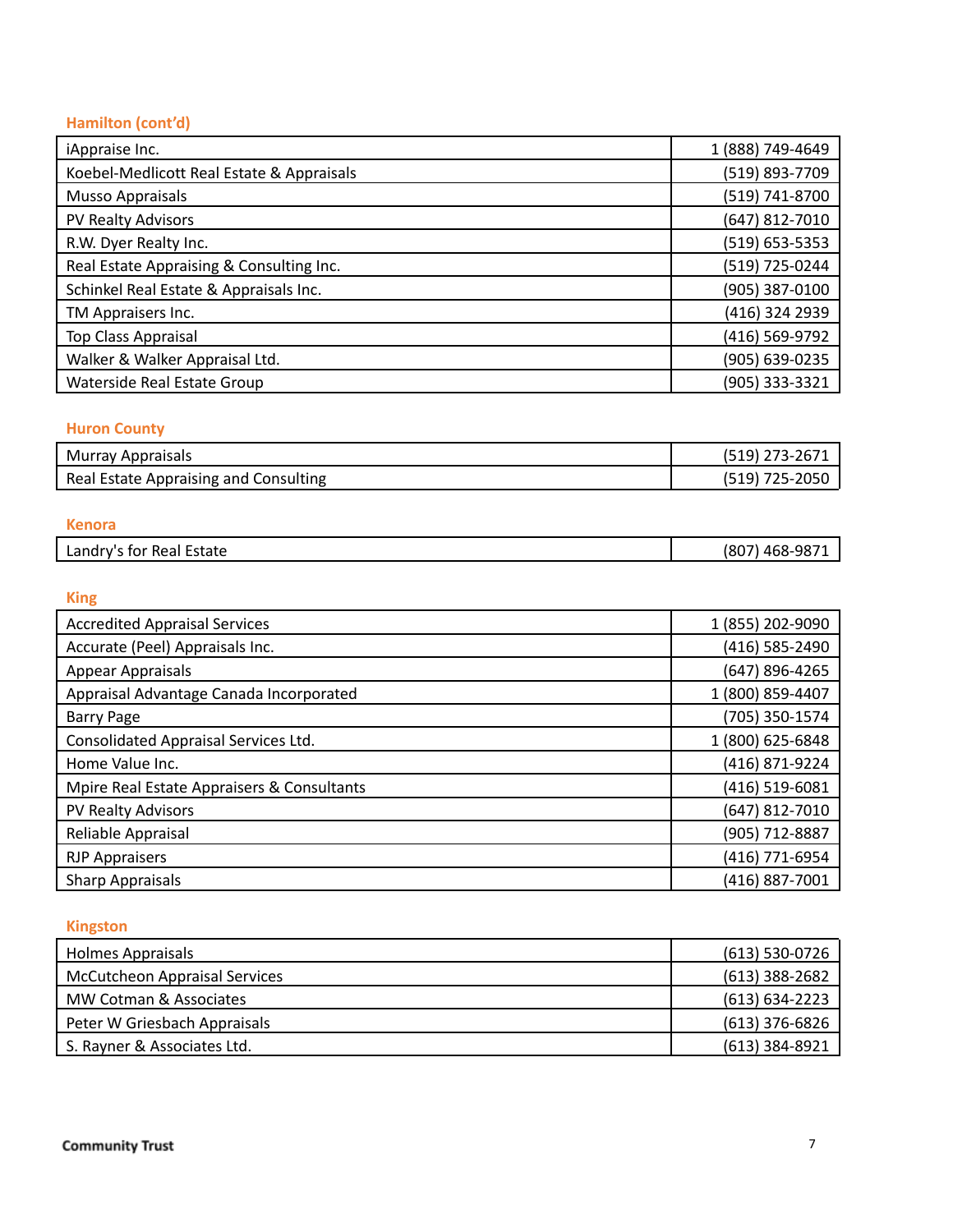### Hamilton (cont'd)

| | |
|---|---|
| iAppraise Inc. | 1 (888) 749-4649 |
| Koebel-Medlicott Real Estate & Appraisals | (519) 893-7709 |
| Musso Appraisals | (519) 741-8700 |
| PV Realty Advisors | (647) 812-7010 |
| R.W. Dyer Realty Inc. | (519) 653-5353 |
| Real Estate Appraising & Consulting Inc. | (519) 725-0244 |
| Schinkel Real Estate & Appraisals Inc. | (905) 387-0100 |
| TM Appraisers Inc. | (416) 324 2939 |
| Top Class Appraisal | (416) 569-9792 |
| Walker & Walker Appraisal Ltd. | (905) 639-0235 |
| Waterside Real Estate Group | (905) 333-3321 |

### Huron County

| | |
|---|---|
| Murray Appraisals | (519) 273-2671 |
| Real Estate Appraising and Consulting | (519) 725-2050 |

### Kenora

| | |
|---|---|
| Landry's for Real Estate | (807) 468-9871 |

### King

| | |
|---|---|
| Accredited Appraisal Services | 1 (855) 202-9090 |
| Accurate (Peel) Appraisals Inc. | (416) 585-2490 |
| Appear Appraisals | (647) 896-4265 |
| Appraisal Advantage Canada Incorporated | 1 (800) 859-4407 |
| Barry Page | (705) 350-1574 |
| Consolidated Appraisal Services Ltd. | 1 (800) 625-6848 |
| Home Value Inc. | (416) 871-9224 |
| Mpire Real Estate Appraisers & Consultants | (416) 519-6081 |
| PV Realty Advisors | (647) 812-7010 |
| Reliable Appraisal | (905) 712-8887 |
| RJP Appraisers | (416) 771-6954 |
| Sharp Appraisals | (416) 887-7001 |

### Kingston

| | |
|---|---|
| Holmes Appraisals | (613) 530-0726 |
| McCutcheon Appraisal Services | (613) 388-2682 |
| MW Cotman & Associates | (613) 634-2223 |
| Peter W Griesbach Appraisals | (613) 376-6826 |
| S. Rayner & Associates Ltd. | (613) 384-8921 |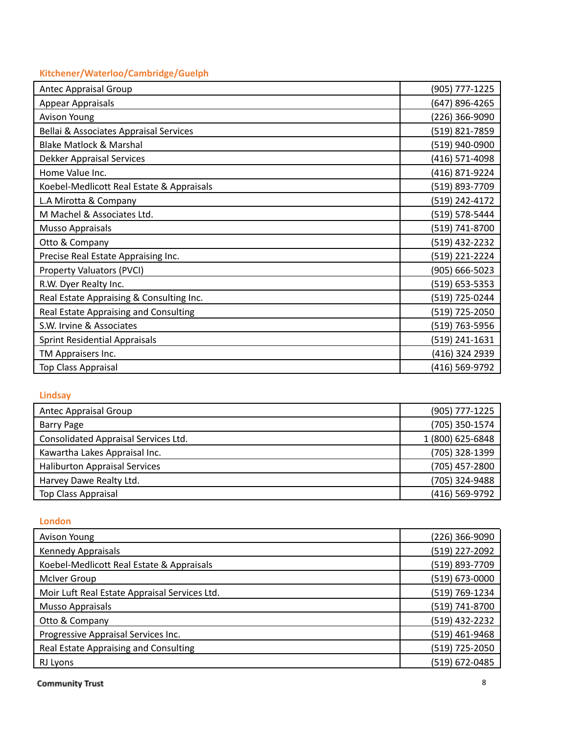### Kitchener/Waterloo/Cambridge/Guelph

| | |
|---|---|
| Antec Appraisal Group | (905) 777-1225 |
| Appear Appraisals | (647) 896-4265 |
| Avison Young | (226) 366-9090 |
| Bellai & Associates Appraisal Services | (519) 821-7859 |
| Blake Matlock & Marshal | (519) 940-0900 |
| Dekker Appraisal Services | (416) 571-4098 |
| Home Value Inc. | (416) 871-9224 |
| Koebel-Medlicott Real Estate & Appraisals | (519) 893-7709 |
| L.A Mirotta & Company | (519) 242-4172 |
| M Machel & Associates Ltd. | (519) 578-5444 |
| Musso Appraisals | (519) 741-8700 |
| Otto & Company | (519) 432-2232 |
| Precise Real Estate Appraising Inc. | (519) 221-2224 |
| Property Valuators (PVCI) | (905) 666-5023 |
| R.W. Dyer Realty Inc. | (519) 653-5353 |
| Real Estate Appraising & Consulting Inc. | (519) 725-0244 |
| Real Estate Appraising and Consulting | (519) 725-2050 |
| S.W. Irvine & Associates | (519) 763-5956 |
| Sprint Residential Appraisals | (519) 241-1631 |
| TM Appraisers Inc. | (416) 324 2939 |
| Top Class Appraisal | (416) 569-9792 |

### Lindsay

| | |
|---|---|
| Antec Appraisal Group | (905) 777-1225 |
| Barry Page | (705) 350-1574 |
| Consolidated Appraisal Services Ltd. | 1 (800) 625-6848 |
| Kawartha Lakes Appraisal Inc. | (705) 328-1399 |
| Haliburton Appraisal Services | (705) 457-2800 |
| Harvey Dawe Realty Ltd. | (705) 324-9488 |
| Top Class Appraisal | (416) 569-9792 |

### London

| | |
|---|---|
| Avison Young | (226) 366-9090 |
| Kennedy Appraisals | (519) 227-2092 |
| Koebel-Medlicott Real Estate & Appraisals | (519) 893-7709 |
| McIver Group | (519) 673-0000 |
| Moir Luft Real Estate Appraisal Services Ltd. | (519) 769-1234 |
| Musso Appraisals | (519) 741-8700 |
| Otto & Company | (519) 432-2232 |
| Progressive Appraisal Services Inc. | (519) 461-9468 |
| Real Estate Appraising and Consulting | (519) 725-2050 |
| RJ Lyons | (519) 672-0485 |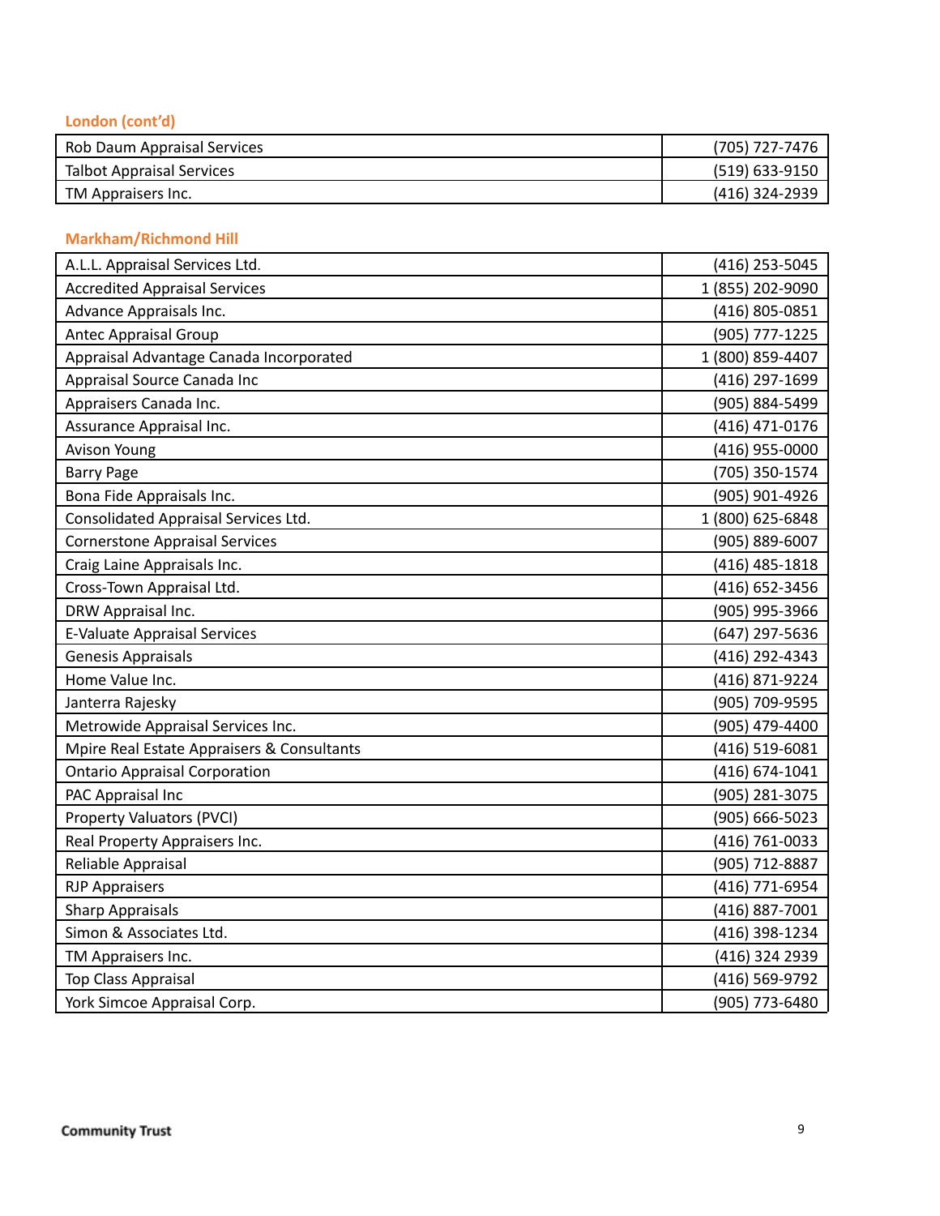### London (cont'd)

| | |
|---|---|
| Rob Daum Appraisal Services | (705) 727-7476 |
| Talbot Appraisal Services | (519) 633-9150 |
| TM Appraisers Inc. | (416) 324-2939 |

### Markham/Richmond Hill

| | |
|---|---|
| A.L.L. Appraisal Services Ltd. | (416) 253-5045 |
| Accredited Appraisal Services | 1 (855) 202-9090 |
| Advance Appraisals Inc. | (416) 805-0851 |
| Antec Appraisal Group | (905) 777-1225 |
| Appraisal Advantage Canada Incorporated | 1 (800) 859-4407 |
| Appraisal Source Canada Inc | (416) 297-1699 |
| Appraisers Canada Inc. | (905) 884-5499 |
| Assurance Appraisal Inc. | (416) 471-0176 |
| Avison Young | (416) 955-0000 |
| Barry Page | (705) 350-1574 |
| Bona Fide Appraisals Inc. | (905) 901-4926 |
| Consolidated Appraisal Services Ltd. | 1 (800) 625-6848 |
| Cornerstone Appraisal Services | (905) 889-6007 |
| Craig Laine Appraisals Inc. | (416) 485-1818 |
| Cross-Town Appraisal Ltd. | (416) 652-3456 |
| DRW Appraisal Inc. | (905) 995-3966 |
| E-Valuate Appraisal Services | (647) 297-5636 |
| Genesis Appraisals | (416) 292-4343 |
| Home Value Inc. | (416) 871-9224 |
| Janterra Rajesky | (905) 709-9595 |
| Metrowide Appraisal Services Inc. | (905) 479-4400 |
| Mpire Real Estate Appraisers & Consultants | (416) 519-6081 |
| Ontario Appraisal Corporation | (416) 674-1041 |
| PAC Appraisal Inc | (905) 281-3075 |
| Property Valuators (PVCI) | (905) 666-5023 |
| Real Property Appraisers Inc. | (416) 761-0033 |
| Reliable Appraisal | (905) 712-8887 |
| RJP Appraisers | (416) 771-6954 |
| Sharp Appraisals | (416) 887-7001 |
| Simon & Associates Ltd. | (416) 398-1234 |
| TM Appraisers Inc. | (416) 324 2939 |
| Top Class Appraisal | (416) 569-9792 |
| York Simcoe Appraisal Corp. | (905) 773-6480 |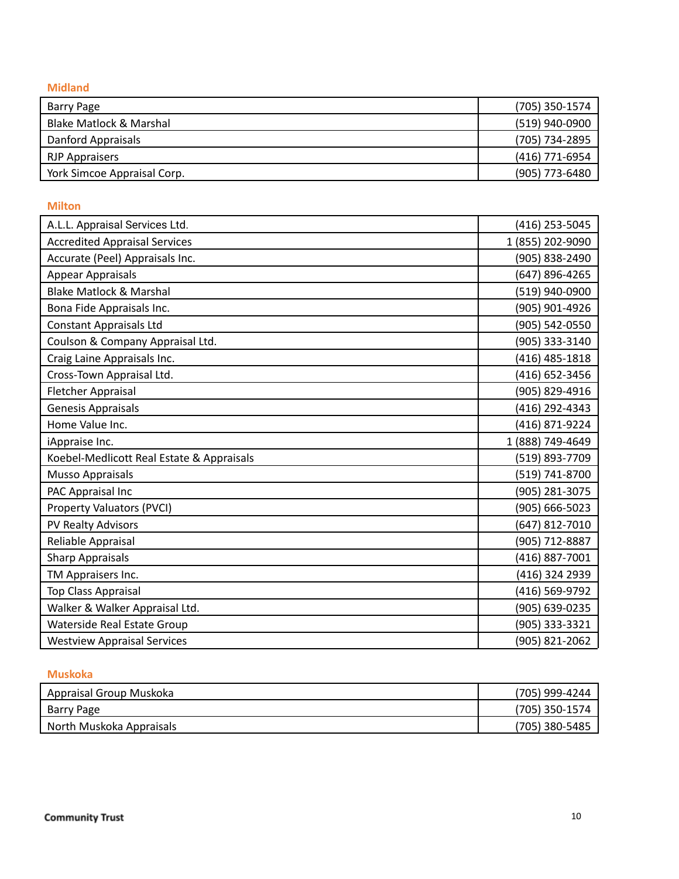### Midland

| | |
|---|---|
| Barry Page | (705) 350-1574 |
| Blake Matlock & Marshal | (519) 940-0900 |
| Danford Appraisals | (705) 734-2895 |
| RJP Appraisers | (416) 771-6954 |
| York Simcoe Appraisal Corp. | (905) 773-6480 |

### Milton

| | |
|---|---|
| A.L.L. Appraisal Services Ltd. | (416) 253-5045 |
| Accredited Appraisal Services | 1 (855) 202-9090 |
| Accurate (Peel) Appraisals Inc. | (905) 838-2490 |
| Appear Appraisals | (647) 896-4265 |
| Blake Matlock & Marshal | (519) 940-0900 |
| Bona Fide Appraisals Inc. | (905) 901-4926 |
| Constant Appraisals Ltd | (905) 542-0550 |
| Coulson & Company Appraisal Ltd. | (905) 333-3140 |
| Craig Laine Appraisals Inc. | (416) 485-1818 |
| Cross-Town Appraisal Ltd. | (416) 652-3456 |
| Fletcher Appraisal | (905) 829-4916 |
| Genesis Appraisals | (416) 292-4343 |
| Home Value Inc. | (416) 871-9224 |
| iAppraise Inc. | 1 (888) 749-4649 |
| Koebel-Medlicott Real Estate & Appraisals | (519) 893-7709 |
| Musso Appraisals | (519) 741-8700 |
| PAC Appraisal Inc | (905) 281-3075 |
| Property Valuators (PVCI) | (905) 666-5023 |
| PV Realty Advisors | (647) 812-7010 |
| Reliable Appraisal | (905) 712-8887 |
| Sharp Appraisals | (416) 887-7001 |
| TM Appraisers Inc. | (416) 324 2939 |
| Top Class Appraisal | (416) 569-9792 |
| Walker & Walker Appraisal Ltd. | (905) 639-0235 |
| Waterside Real Estate Group | (905) 333-3321 |
| Westview Appraisal Services | (905) 821-2062 |

### Muskoka

| | |
|---|---|
| Appraisal Group Muskoka | (705) 999-4244 |
| Barry Page | (705) 350-1574 |
| North Muskoka Appraisals | (705) 380-5485 |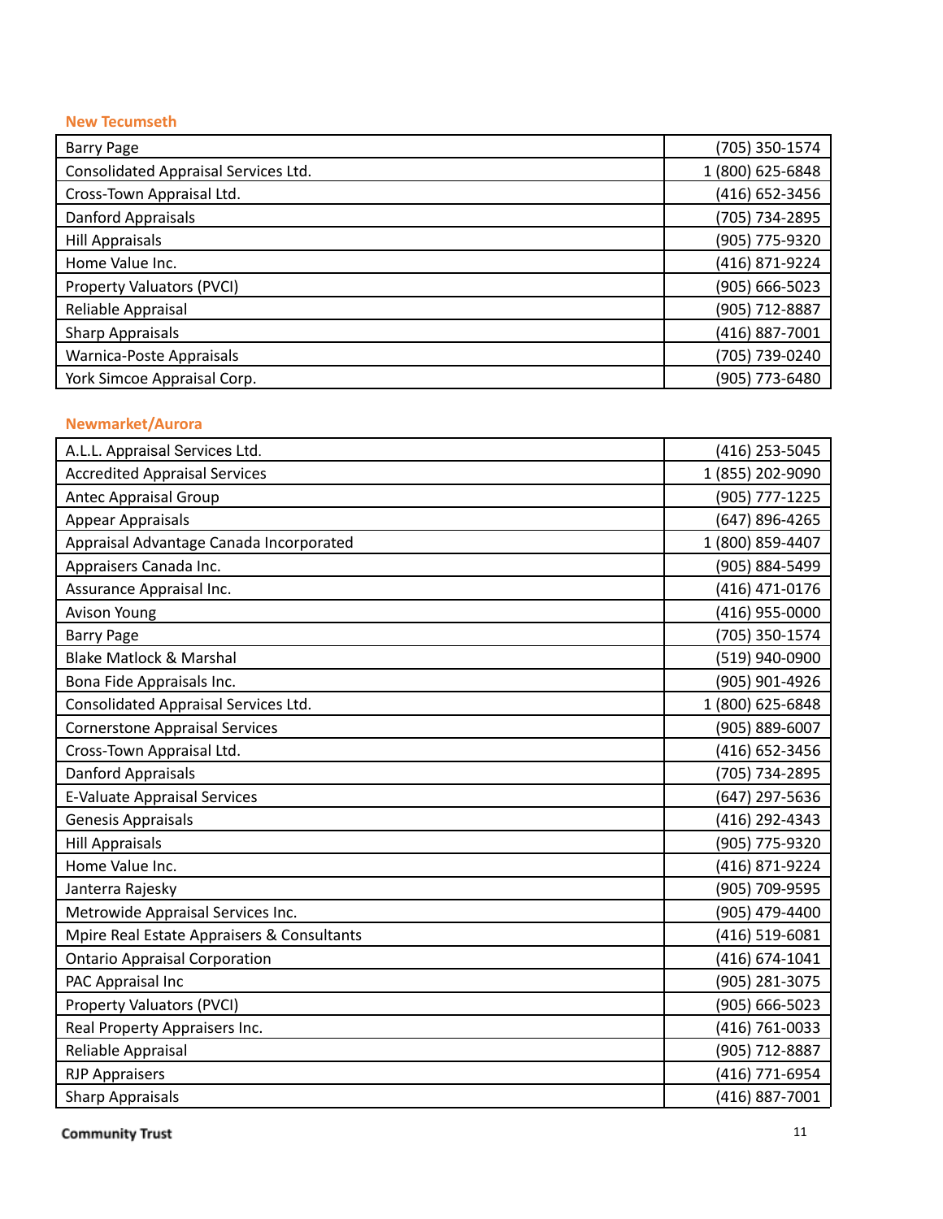### New Tecumseth

| | |
|---|---|
| Barry Page | (705) 350-1574 |
| Consolidated Appraisal Services Ltd. | 1 (800) 625-6848 |
| Cross-Town Appraisal Ltd. | (416) 652-3456 |
| Danford Appraisals | (705) 734-2895 |
| Hill Appraisals | (905) 775-9320 |
| Home Value Inc. | (416) 871-9224 |
| Property Valuators (PVCI) | (905) 666-5023 |
| Reliable Appraisal | (905) 712-8887 |
| Sharp Appraisals | (416) 887-7001 |
| Warnica-Poste Appraisals | (705) 739-0240 |
| York Simcoe Appraisal Corp. | (905) 773-6480 |

### Newmarket/Aurora

| | |
|---|---|
| A.L.L. Appraisal Services Ltd. | (416) 253-5045 |
| Accredited Appraisal Services | 1 (855) 202-9090 |
| Antec Appraisal Group | (905) 777-1225 |
| Appear Appraisals | (647) 896-4265 |
| Appraisal Advantage Canada Incorporated | 1 (800) 859-4407 |
| Appraisers Canada Inc. | (905) 884-5499 |
| Assurance Appraisal Inc. | (416) 471-0176 |
| Avison Young | (416) 955-0000 |
| Barry Page | (705) 350-1574 |
| Blake Matlock & Marshal | (519) 940-0900 |
| Bona Fide Appraisals Inc. | (905) 901-4926 |
| Consolidated Appraisal Services Ltd. | 1 (800) 625-6848 |
| Cornerstone Appraisal Services | (905) 889-6007 |
| Cross-Town Appraisal Ltd. | (416) 652-3456 |
| Danford Appraisals | (705) 734-2895 |
| E-Valuate Appraisal Services | (647) 297-5636 |
| Genesis Appraisals | (416) 292-4343 |
| Hill Appraisals | (905) 775-9320 |
| Home Value Inc. | (416) 871-9224 |
| Janterra Rajesky | (905) 709-9595 |
| Metrowide Appraisal Services Inc. | (905) 479-4400 |
| Mpire Real Estate Appraisers & Consultants | (416) 519-6081 |
| Ontario Appraisal Corporation | (416) 674-1041 |
| PAC Appraisal Inc | (905) 281-3075 |
| Property Valuators (PVCI) | (905) 666-5023 |
| Real Property Appraisers Inc. | (416) 761-0033 |
| Reliable Appraisal | (905) 712-8887 |
| RJP Appraisers | (416) 771-6954 |
| Sharp Appraisals | (416) 887-7001 |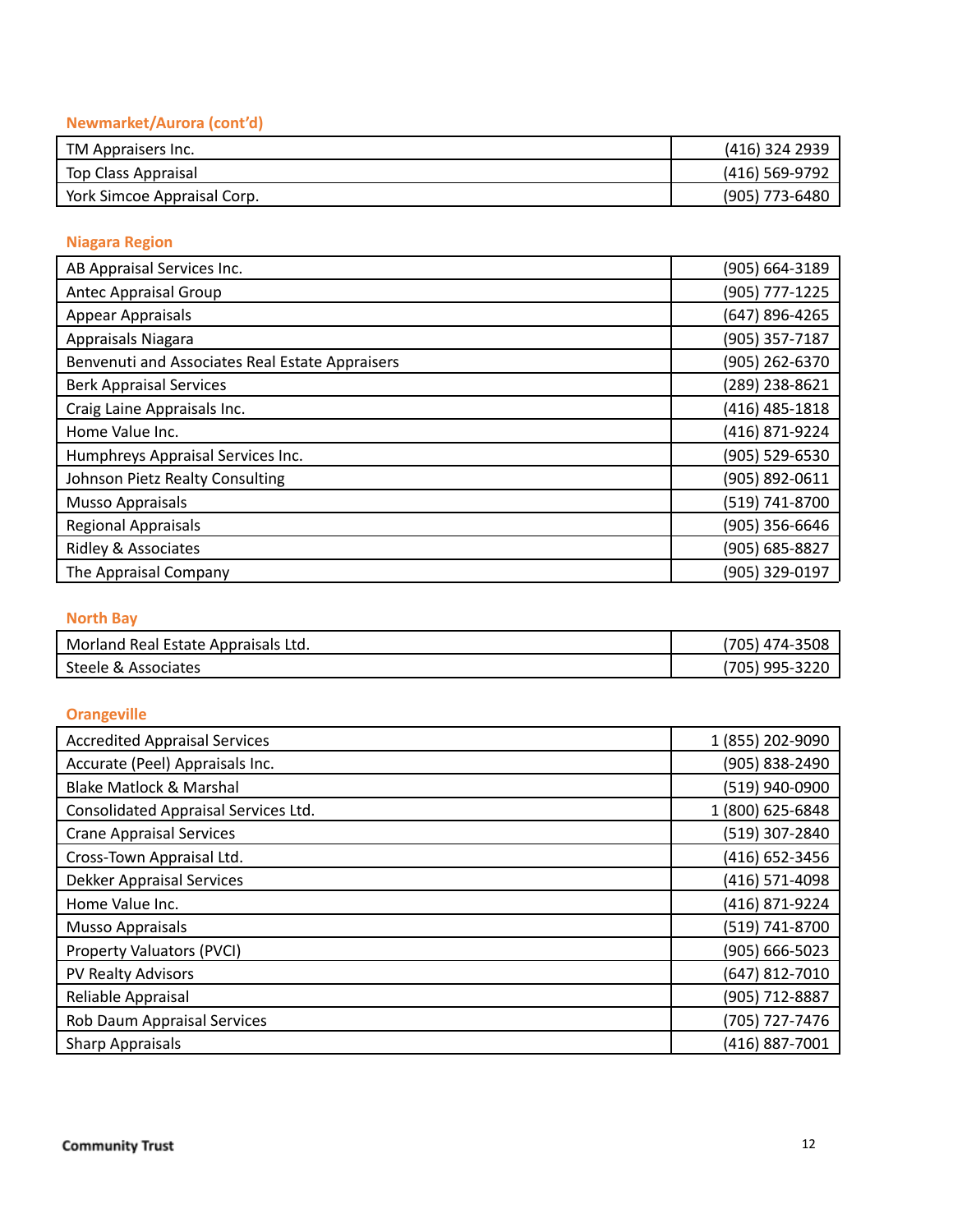### Newmarket/Aurora (cont'd)

| | |
|---|---|
| TM Appraisers Inc. | (416) 324 2939 |
| Top Class Appraisal | (416) 569-9792 |
| York Simcoe Appraisal Corp. | (905) 773-6480 |

### Niagara Region

| | |
|---|---|
| AB Appraisal Services Inc. | (905) 664-3189 |
| Antec Appraisal Group | (905) 777-1225 |
| Appear Appraisals | (647) 896-4265 |
| Appraisals Niagara | (905) 357-7187 |
| Benvenuti and Associates Real Estate Appraisers | (905) 262-6370 |
| Berk Appraisal Services | (289) 238-8621 |
| Craig Laine Appraisals Inc. | (416) 485-1818 |
| Home Value Inc. | (416) 871-9224 |
| Humphreys Appraisal Services Inc. | (905) 529-6530 |
| Johnson Pietz Realty Consulting | (905) 892-0611 |
| Musso Appraisals | (519) 741-8700 |
| Regional Appraisals | (905) 356-6646 |
| Ridley & Associates | (905) 685-8827 |
| The Appraisal Company | (905) 329-0197 |

### North Bay

| | |
|---|---|
| Morland Real Estate Appraisals Ltd. | (705) 474-3508 |
| Steele & Associates | (705) 995-3220 |

### Orangeville

| | |
|---|---|
| Accredited Appraisal Services | 1 (855) 202-9090 |
| Accurate (Peel) Appraisals Inc. | (905) 838-2490 |
| Blake Matlock & Marshal | (519) 940-0900 |
| Consolidated Appraisal Services Ltd. | 1 (800) 625-6848 |
| Crane Appraisal Services | (519) 307-2840 |
| Cross-Town Appraisal Ltd. | (416) 652-3456 |
| Dekker Appraisal Services | (416) 571-4098 |
| Home Value Inc. | (416) 871-9224 |
| Musso Appraisals | (519) 741-8700 |
| Property Valuators (PVCI) | (905) 666-5023 |
| PV Realty Advisors | (647) 812-7010 |
| Reliable Appraisal | (905) 712-8887 |
| Rob Daum Appraisal Services | (705) 727-7476 |
| Sharp Appraisals | (416) 887-7001 |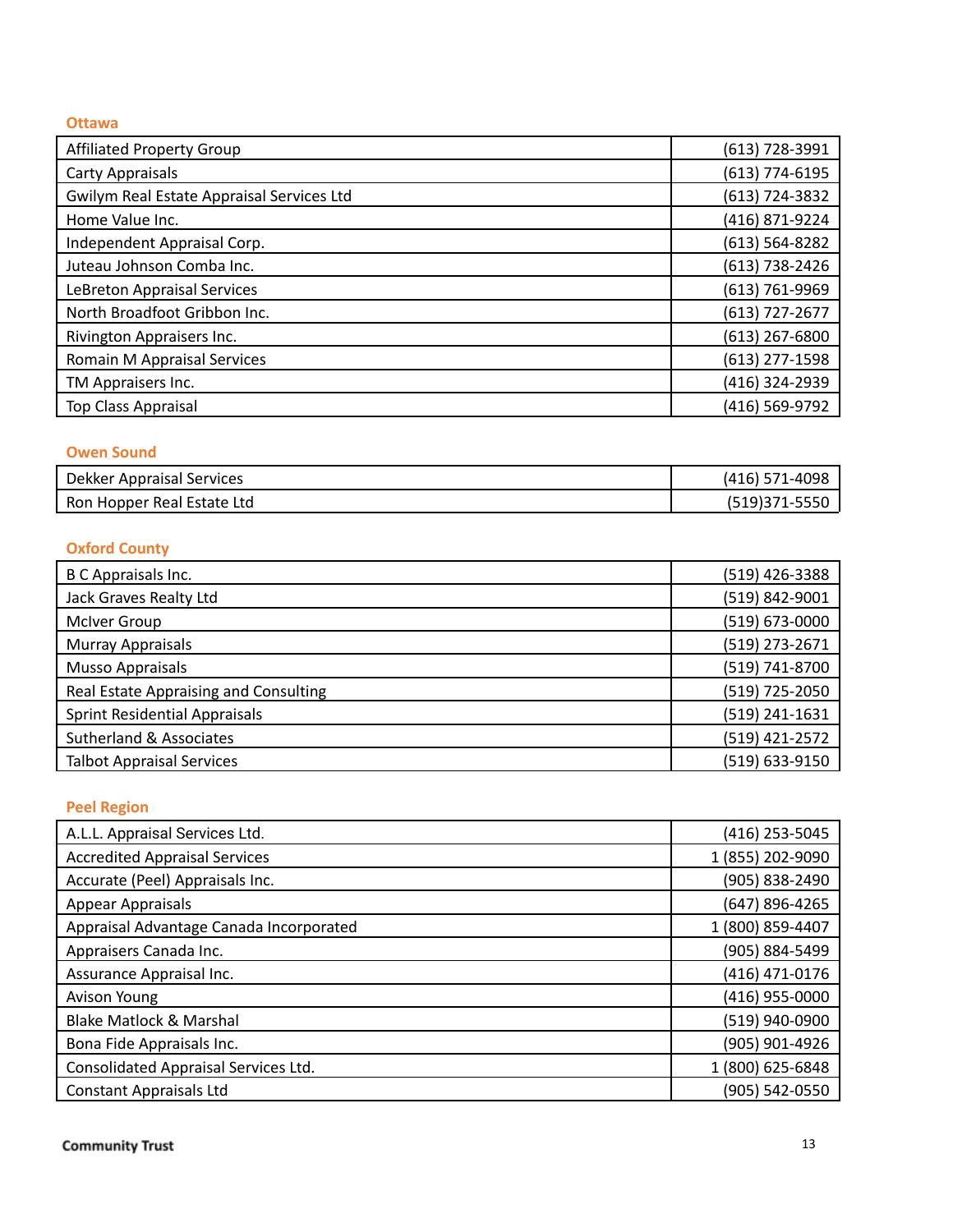### Ottawa

| | |
|---|---|
| Affiliated Property Group | (613) 728-3991 |
| Carty Appraisals | (613) 774-6195 |
| Gwilym Real Estate Appraisal Services Ltd | (613) 724-3832 |
| Home Value Inc. | (416) 871-9224 |
| Independent Appraisal Corp. | (613) 564-8282 |
| Juteau Johnson Comba Inc. | (613) 738-2426 |
| LeBreton Appraisal Services | (613) 761-9969 |
| North Broadfoot Gribbon Inc. | (613) 727-2677 |
| Rivington Appraisers Inc. | (613) 267-6800 |
| Romain M Appraisal Services | (613) 277-1598 |
| TM Appraisers Inc. | (416) 324-2939 |
| Top Class Appraisal | (416) 569-9792 |

### Owen Sound

| | |
|---|---|
| Dekker Appraisal Services | (416) 571-4098 |
| Ron Hopper Real Estate Ltd | (519)371-5550 |

### Oxford County

| | |
|---|---|
| B C Appraisals Inc. | (519) 426-3388 |
| Jack Graves Realty Ltd | (519) 842-9001 |
| McIver Group | (519) 673-0000 |
| Murray Appraisals | (519) 273-2671 |
| Musso Appraisals | (519) 741-8700 |
| Real Estate Appraising and Consulting | (519) 725-2050 |
| Sprint Residential Appraisals | (519) 241-1631 |
| Sutherland & Associates | (519) 421-2572 |
| Talbot Appraisal Services | (519) 633-9150 |

### Peel Region

| | |
|---|---|
| A.L.L. Appraisal Services Ltd. | (416) 253-5045 |
| Accredited Appraisal Services | 1 (855) 202-9090 |
| Accurate (Peel) Appraisals Inc. | (905) 838-2490 |
| Appear Appraisals | (647) 896-4265 |
| Appraisal Advantage Canada Incorporated | 1 (800) 859-4407 |
| Appraisers Canada Inc. | (905) 884-5499 |
| Assurance Appraisal Inc. | (416) 471-0176 |
| Avison Young | (416) 955-0000 |
| Blake Matlock & Marshal | (519) 940-0900 |
| Bona Fide Appraisals Inc. | (905) 901-4926 |
| Consolidated Appraisal Services Ltd. | 1 (800) 625-6848 |
| Constant Appraisals Ltd | (905) 542-0550 |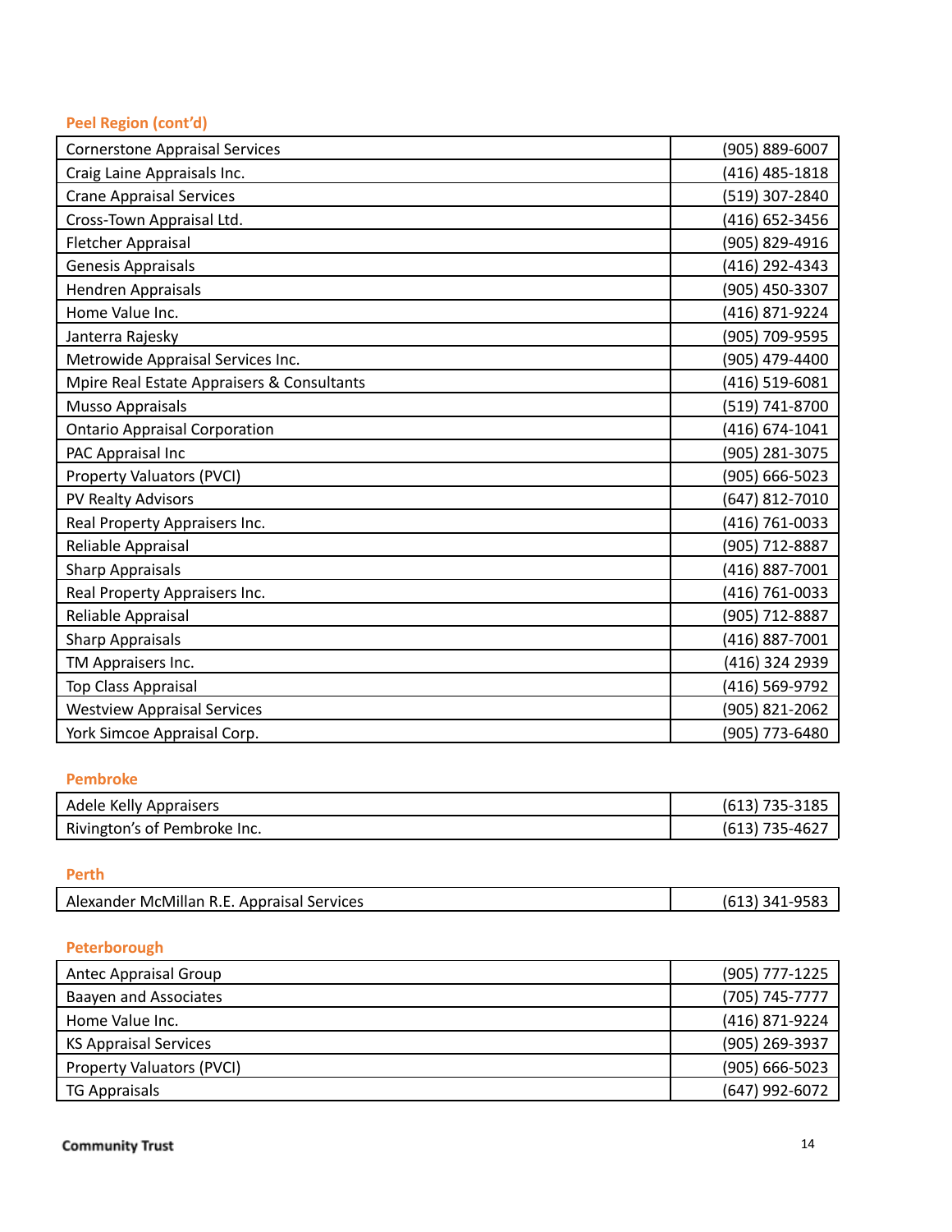### Peel Region (cont'd)

| | |
|---|---|
| Cornerstone Appraisal Services | (905) 889-6007 |
| Craig Laine Appraisals Inc. | (416) 485-1818 |
| Crane Appraisal Services | (519) 307-2840 |
| Cross-Town Appraisal Ltd. | (416) 652-3456 |
| Fletcher Appraisal | (905) 829-4916 |
| Genesis Appraisals | (416) 292-4343 |
| Hendren Appraisals | (905) 450-3307 |
| Home Value Inc. | (416) 871-9224 |
| Janterra Rajesky | (905) 709-9595 |
| Metrowide Appraisal Services Inc. | (905) 479-4400 |
| Mpire Real Estate Appraisers & Consultants | (416) 519-6081 |
| Musso Appraisals | (519) 741-8700 |
| Ontario Appraisal Corporation | (416) 674-1041 |
| PAC Appraisal Inc | (905) 281-3075 |
| Property Valuators (PVCI) | (905) 666-5023 |
| PV Realty Advisors | (647) 812-7010 |
| Real Property Appraisers Inc. | (416) 761-0033 |
| Reliable Appraisal | (905) 712-8887 |
| Sharp Appraisals | (416) 887-7001 |
| Real Property Appraisers Inc. | (416) 761-0033 |
| Reliable Appraisal | (905) 712-8887 |
| Sharp Appraisals | (416) 887-7001 |
| TM Appraisers Inc. | (416) 324 2939 |
| Top Class Appraisal | (416) 569-9792 |
| Westview Appraisal Services | (905) 821-2062 |
| York Simcoe Appraisal Corp. | (905) 773-6480 |

### Pembroke

| | |
|---|---|
| Adele Kelly Appraisers | (613) 735-3185 |
| Rivington's of Pembroke Inc. | (613) 735-4627 |

### Perth

| | |
|---|---|
| Alexander McMillan R.E. Appraisal Services | (613) 341-9583 |

### Peterborough

| | |
|---|---|
| Antec Appraisal Group | (905) 777-1225 |
| Baayen and Associates | (705) 745-7777 |
| Home Value Inc. | (416) 871-9224 |
| KS Appraisal Services | (905) 269-3937 |
| Property Valuators (PVCI) | (905) 666-5023 |
| TG Appraisals | (647) 992-6072 |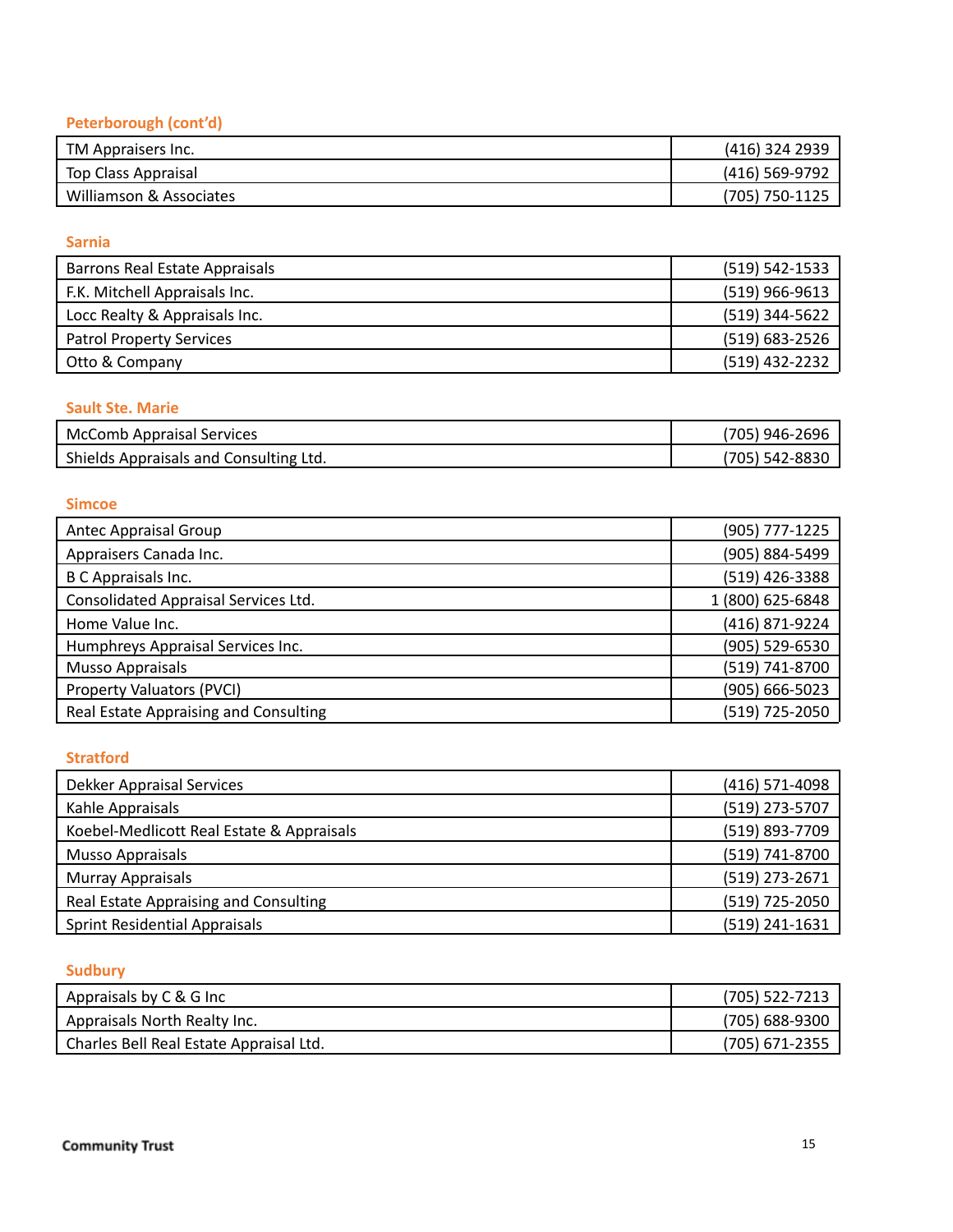### Peterborough (cont'd)

| | |
|---|---|
| TM Appraisers Inc. | (416) 324 2939 |
| Top Class Appraisal | (416) 569-9792 |
| Williamson & Associates | (705) 750-1125 |

### Sarnia

| | |
|---|---|
| Barrons Real Estate Appraisals | (519) 542-1533 |
| F.K. Mitchell Appraisals Inc. | (519) 966-9613 |
| Locc Realty & Appraisals Inc. | (519) 344-5622 |
| Patrol Property Services | (519) 683-2526 |
| Otto & Company | (519) 432-2232 |

### Sault Ste. Marie

| | |
|---|---|
| McComb Appraisal Services | (705) 946-2696 |
| Shields Appraisals and Consulting Ltd. | (705) 542-8830 |

### Simcoe

| | |
|---|---|
| Antec Appraisal Group | (905) 777-1225 |
| Appraisers Canada Inc. | (905) 884-5499 |
| B C Appraisals Inc. | (519) 426-3388 |
| Consolidated Appraisal Services Ltd. | 1 (800) 625-6848 |
| Home Value Inc. | (416) 871-9224 |
| Humphreys Appraisal Services Inc. | (905) 529-6530 |
| Musso Appraisals | (519) 741-8700 |
| Property Valuators (PVCI) | (905) 666-5023 |
| Real Estate Appraising and Consulting | (519) 725-2050 |

### Stratford

| | |
|---|---|
| Dekker Appraisal Services | (416) 571-4098 |
| Kahle Appraisals | (519) 273-5707 |
| Koebel-Medlicott Real Estate & Appraisals | (519) 893-7709 |
| Musso Appraisals | (519) 741-8700 |
| Murray Appraisals | (519) 273-2671 |
| Real Estate Appraising and Consulting | (519) 725-2050 |
| Sprint Residential Appraisals | (519) 241-1631 |

### Sudbury

| | |
|---|---|
| Appraisals by C & G Inc | (705) 522-7213 |
| Appraisals North Realty Inc. | (705) 688-9300 |
| Charles Bell Real Estate Appraisal Ltd. | (705) 671-2355 |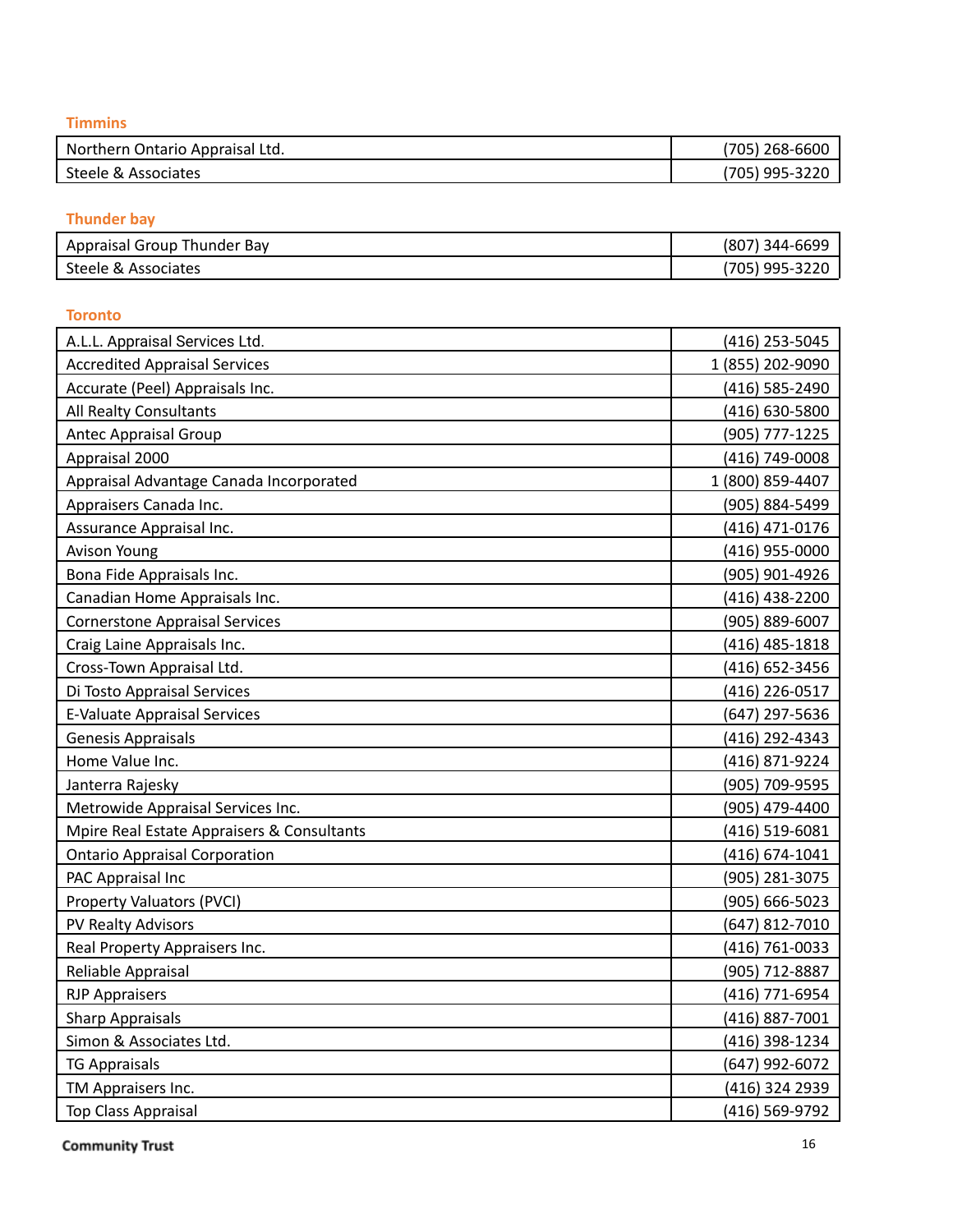### Timmins

| | |
|---|---|
| Northern Ontario Appraisal Ltd. | (705) 268-6600 |
| Steele & Associates | (705) 995-3220 |

### Thunder bay

| | |
|---|---|
| Appraisal Group Thunder Bay | (807) 344-6699 |
| Steele & Associates | (705) 995-3220 |

### Toronto

| | |
|---|---|
| A.L.L. Appraisal Services Ltd. | (416) 253-5045 |
| Accredited Appraisal Services | 1 (855) 202-9090 |
| Accurate (Peel) Appraisals Inc. | (416) 585-2490 |
| All Realty Consultants | (416) 630-5800 |
| Antec Appraisal Group | (905) 777-1225 |
| Appraisal 2000 | (416) 749-0008 |
| Appraisal Advantage Canada Incorporated | 1 (800) 859-4407 |
| Appraisers Canada Inc. | (905) 884-5499 |
| Assurance Appraisal Inc. | (416) 471-0176 |
| Avison Young | (416) 955-0000 |
| Bona Fide Appraisals Inc. | (905) 901-4926 |
| Canadian Home Appraisals Inc. | (416) 438-2200 |
| Cornerstone Appraisal Services | (905) 889-6007 |
| Craig Laine Appraisals Inc. | (416) 485-1818 |
| Cross-Town Appraisal Ltd. | (416) 652-3456 |
| Di Tosto Appraisal Services | (416) 226-0517 |
| E-Valuate Appraisal Services | (647) 297-5636 |
| Genesis Appraisals | (416) 292-4343 |
| Home Value Inc. | (416) 871-9224 |
| Janterra Rajesky | (905) 709-9595 |
| Metrowide Appraisal Services Inc. | (905) 479-4400 |
| Mpire Real Estate Appraisers & Consultants | (416) 519-6081 |
| Ontario Appraisal Corporation | (416) 674-1041 |
| PAC Appraisal Inc | (905) 281-3075 |
| Property Valuators (PVCI) | (905) 666-5023 |
| PV Realty Advisors | (647) 812-7010 |
| Real Property Appraisers Inc. | (416) 761-0033 |
| Reliable Appraisal | (905) 712-8887 |
| RJP Appraisers | (416) 771-6954 |
| Sharp Appraisals | (416) 887-7001 |
| Simon & Associates Ltd. | (416) 398-1234 |
| TG Appraisals | (647) 992-6072 |
| TM Appraisers Inc. | (416) 324 2939 |
| Top Class Appraisal | (416) 569-9792 |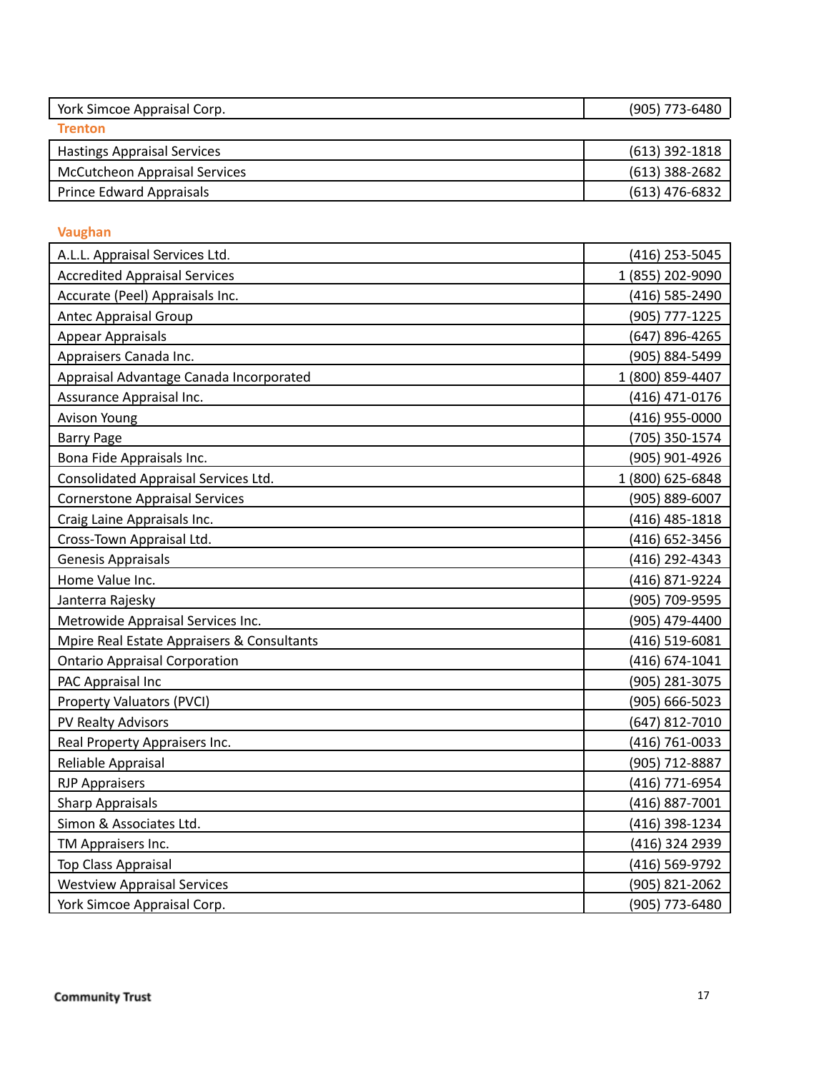| York Simcoe Appraisal Corp. | (905) 773-6480 |
|---|---|

### Trenton

| Hastings Appraisal Services | (613) 392-1818 |
|---|---|
| McCutcheon Appraisal Services | (613) 388-2682 |
| Prince Edward Appraisals | (613) 476-6832 |

### Vaughan

| A.L.L. Appraisal Services Ltd. | (416) 253-5045 |
|---|---|
| Accredited Appraisal Services | 1 (855) 202-9090 |
| Accurate (Peel) Appraisals Inc. | (416) 585-2490 |
| Antec Appraisal Group | (905) 777-1225 |
| Appear Appraisals | (647) 896-4265 |
| Appraisers Canada Inc. | (905) 884-5499 |
| Appraisal Advantage Canada Incorporated | 1 (800) 859-4407 |
| Assurance Appraisal Inc. | (416) 471-0176 |
| Avison Young | (416) 955-0000 |
| Barry Page | (705) 350-1574 |
| Bona Fide Appraisals Inc. | (905) 901-4926 |
| Consolidated Appraisal Services Ltd. | 1 (800) 625-6848 |
| Cornerstone Appraisal Services | (905) 889-6007 |
| Craig Laine Appraisals Inc. | (416) 485-1818 |
| Cross-Town Appraisal Ltd. | (416) 652-3456 |
| Genesis Appraisals | (416) 292-4343 |
| Home Value Inc. | (416) 871-9224 |
| Janterra Rajesky | (905) 709-9595 |
| Metrowide Appraisal Services Inc. | (905) 479-4400 |
| Mpire Real Estate Appraisers & Consultants | (416) 519-6081 |
| Ontario Appraisal Corporation | (416) 674-1041 |
| PAC Appraisal Inc | (905) 281-3075 |
| Property Valuators (PVCI) | (905) 666-5023 |
| PV Realty Advisors | (647) 812-7010 |
| Real Property Appraisers Inc. | (416) 761-0033 |
| Reliable Appraisal | (905) 712-8887 |
| RJP Appraisers | (416) 771-6954 |
| Sharp Appraisals | (416) 887-7001 |
| Simon & Associates Ltd. | (416) 398-1234 |
| TM Appraisers Inc. | (416) 324 2939 |
| Top Class Appraisal | (416) 569-9792 |
| Westview Appraisal Services | (905) 821-2062 |
| York Simcoe Appraisal Corp. | (905) 773-6480 |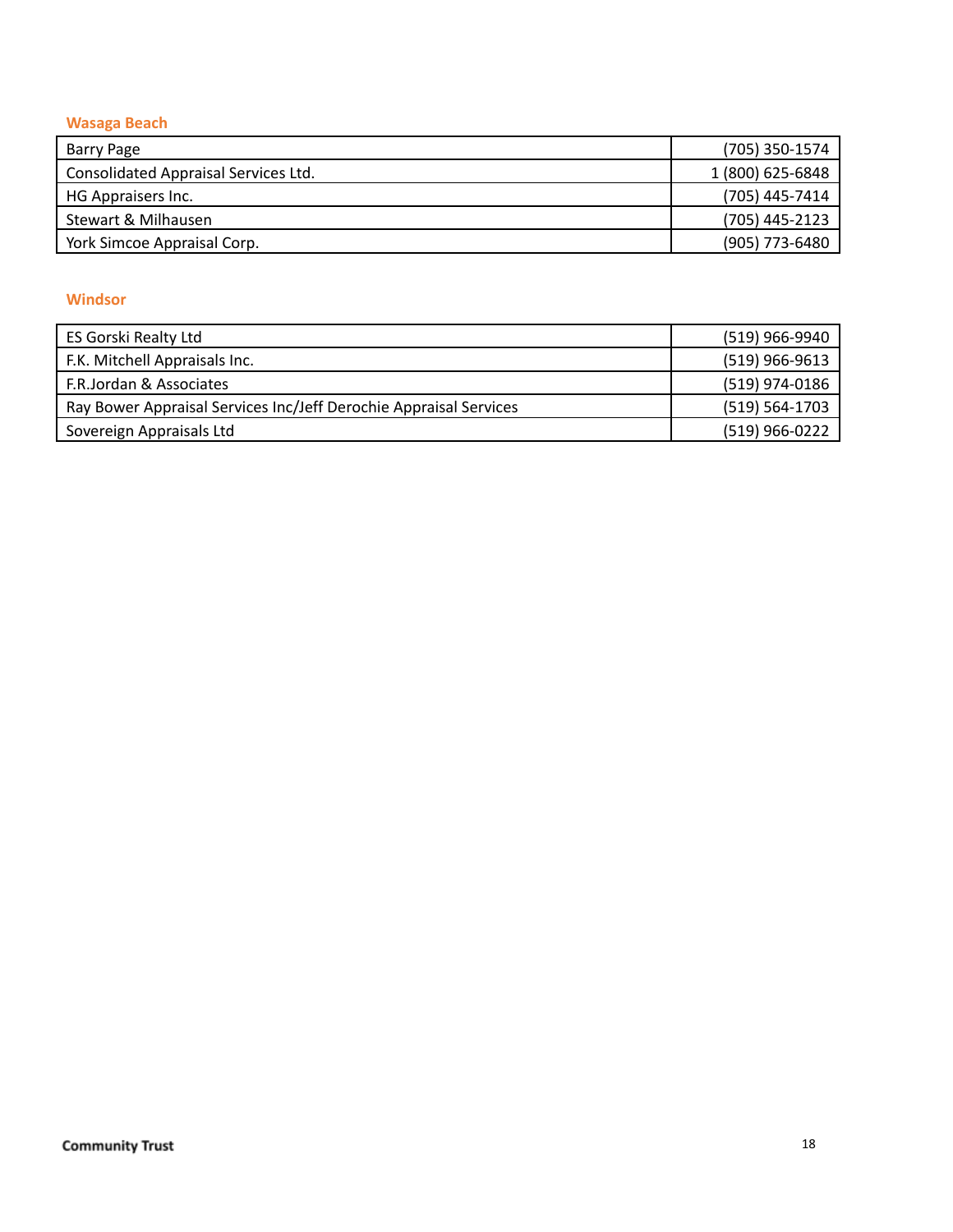### Wasaga Beach

| | |
|---|---|
| Barry Page | (705) 350-1574 |
| Consolidated Appraisal Services Ltd. | 1 (800) 625-6848 |
| HG Appraisers Inc. | (705) 445-7414 |
| Stewart & Milhausen | (705) 445-2123 |
| York Simcoe Appraisal Corp. | (905) 773-6480 |

### Windsor

| | |
|---|---|
| ES Gorski Realty Ltd | (519) 966-9940 |
| F.K. Mitchell Appraisals Inc. | (519) 966-9613 |
| F.R.Jordan & Associates | (519) 974-0186 |
| Ray Bower Appraisal Services Inc/Jeff Derochie Appraisal Services | (519) 564-1703 |
| Sovereign Appraisals Ltd | (519) 966-0222 |